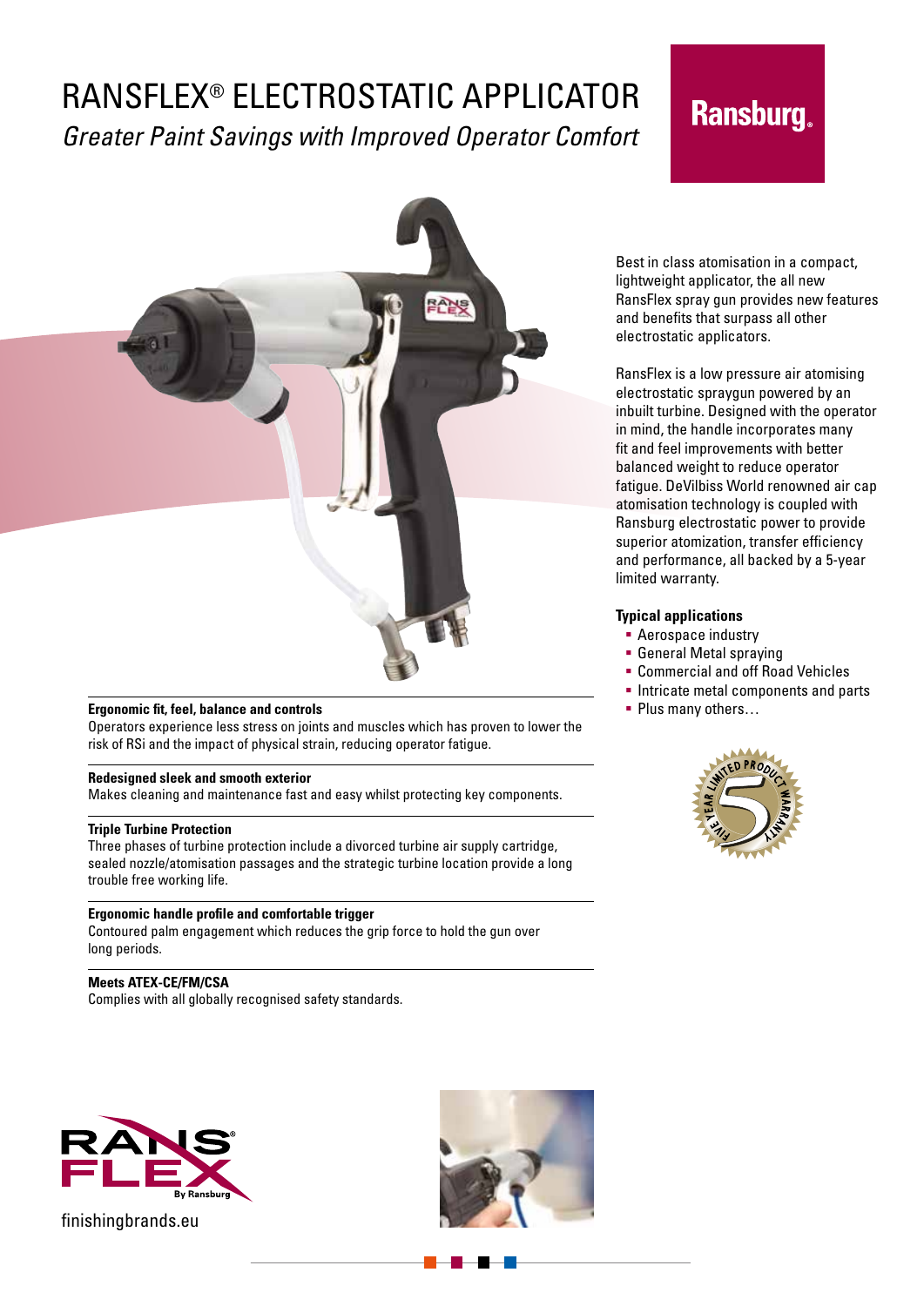# RANSFLEX® ELECTROSTATIC APPLICATOR

*Greater Paint Savings with Improved Operator Comfort*

Ransburg.

Best in class atomisation in a compact, lightweight applicator, the all new RansFlex spray gun provides new features and benefits that surpass all other electrostatic applicators.

RansFlex is a low pressure air atomising electrostatic spraygun powered by an inbuilt turbine. Designed with the operator in mind, the handle incorporates many fit and feel improvements with better balanced weight to reduce operator fatigue. DeVilbiss World renowned air cap atomisation technology is coupled with Ransburg electrostatic power to provide superior atomization, transfer efficiency and performance, all backed by a 5-year limited warranty.

**Typical applications**

- Aerospace industry
- General Metal spraying
- Commercial and off Road Vehicles
- Intricate metal components and parts
- Plus many others…

FIVE YEAR LIMITED PRODUCT WARRANTY

**Ergonomic fit, feel, balance and controls**
Operators experience less stress on joints and muscles which has proven to lower the risk of RSi and the impact of physical strain, reducing operator fatigue.

**Redesigned sleek and smooth exterior**
Makes cleaning and maintenance fast and easy whilst protecting key components.

**Triple Turbine Protection**
Three phases of turbine protection include a divorced turbine air supply cartridge, sealed nozzle/atomisation passages and the strategic turbine location provide a long trouble free working life.

**Ergonomic handle profile and comfortable trigger**
Contoured palm engagement which reduces the grip force to hold the gun over long periods.

**Meets ATEX-CE/FM/CSA**
Complies with all globally recognised safety standards.

RANSFLEX By Ransburg

finishingbrands.eu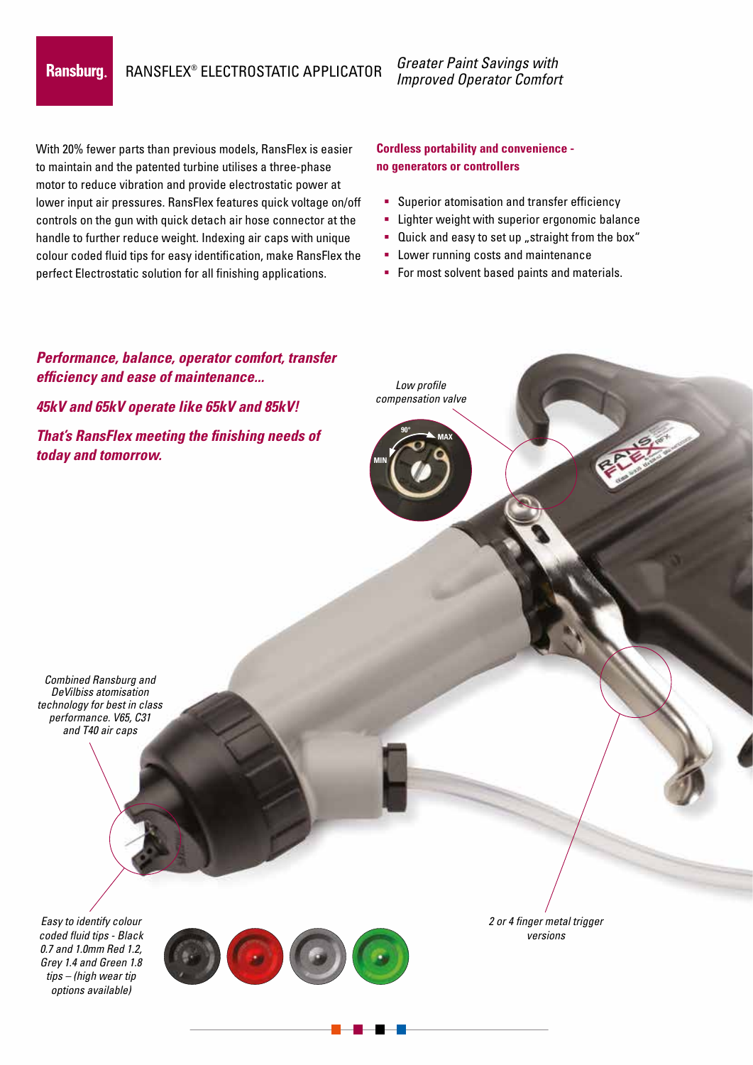# RANSFLEX® ELECTROSTATIC APPLICATOR

*Greater Paint Savings with Improved Operator Comfort*

With 20% fewer parts than previous models, RansFlex is easier to maintain and the patented turbine utilises a three-phase motor to reduce vibration and provide electrostatic power at lower input air pressures. RansFlex features quick voltage on/off controls on the gun with quick detach air hose connector at the handle to further reduce weight. Indexing air caps with unique colour coded fluid tips for easy identification, make RansFlex the perfect Electrostatic solution for all finishing applications.

**Cordless portability and convenience - no generators or controllers**

- Superior atomisation and transfer efficiency
- Lighter weight with superior ergonomic balance
- Quick and easy to set up „straight from the box"
- Lower running costs and maintenance
- For most solvent based paints and materials.

***Performance, balance, operator comfort, transfer efficiency and ease of maintenance...***

***45kV and 65kV operate like 65kV and 85kV!***

***That's RansFlex meeting the finishing needs of today and tomorrow.***

*Low profile compensation valve*

*Combined Ransburg and DeVilbiss atomisation technology for best in class performance. V65, C31 and T40 air caps*

*Easy to identify colour coded fluid tips - Black 0.7 and 1.0mm Red 1.2, Grey 1.4 and Green 1.8 tips – (high wear tip options available)*

*2 or 4 finger metal trigger versions*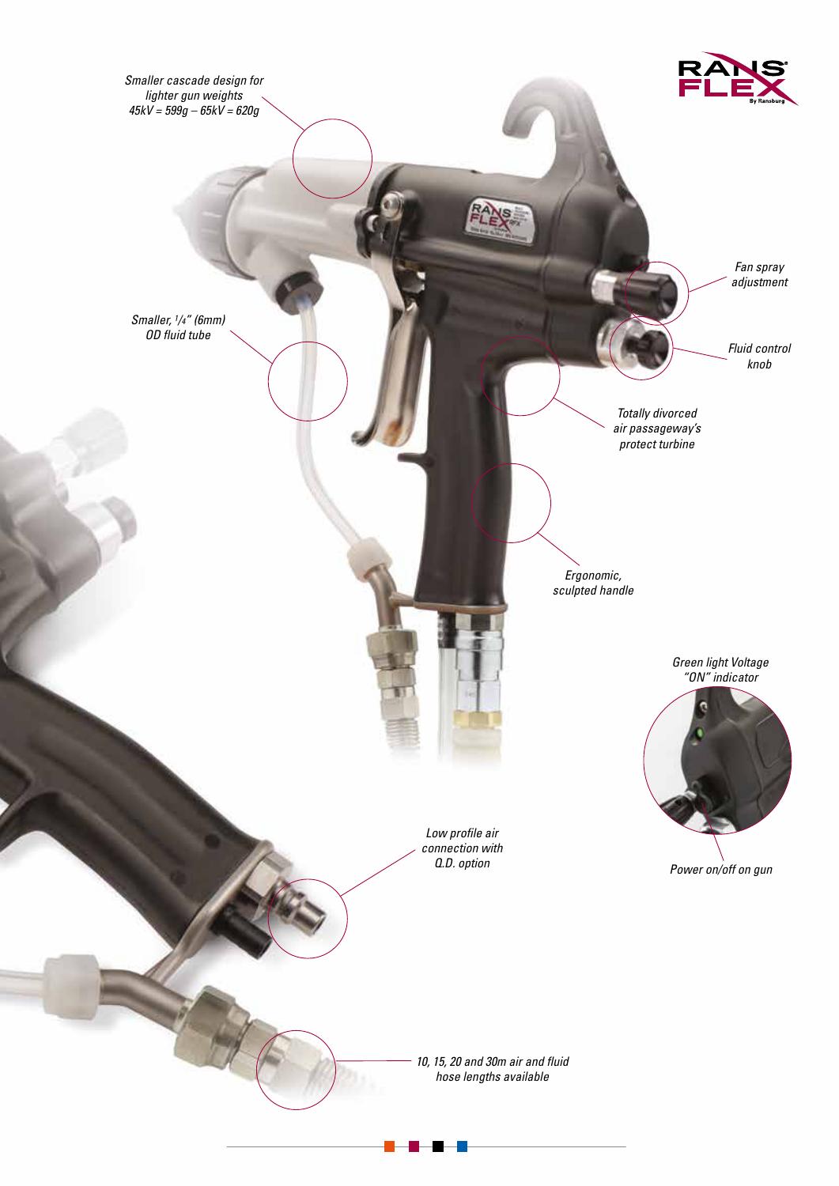*Smaller cascade design for lighter gun weights 45kV = 599g – 65kV = 620g*

*Smaller, 1/4" (6mm) OD fluid tube*

*Fan spray adjustment*

*Fluid control knob*

*Totally divorced air passageway's protect turbine*

*Ergonomic, sculpted handle*

*Green light Voltage "ON" indicator*

*Power on/off on gun*

*Low profile air connection with Q.D. option*

*10, 15, 20 and 30m air and fluid hose lengths available*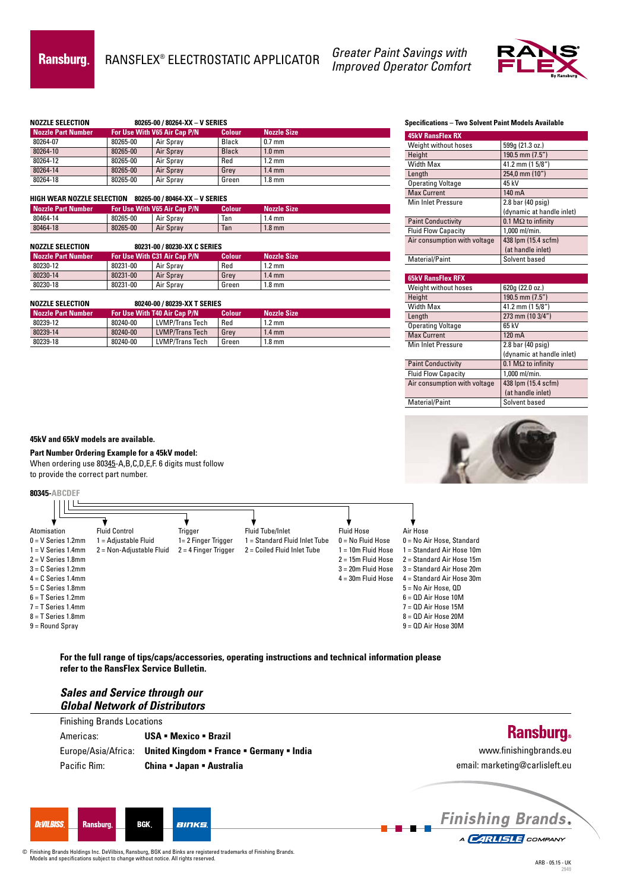Ransburg. RANSFLEX® ELECTROSTATIC APPLICATOR

*Greater Paint Savings with Improved Operator Comfort*

**NOZZLE SELECTION** 80265-00 / 80264-XX – V SERIES

| Nozzle Part Number | For Use With V65 Air Cap P/N | | Colour | Nozzle Size |
|---|---|---|---|---|
| 80264-07 | 80265-00 | Air Spray | Black | 0.7 mm |
| 80264-10 | 80265-00 | Air Spray | Black | 1.0 mm |
| 80264-12 | 80265-00 | Air Spray | Red | 1.2 mm |
| 80264-14 | 80265-00 | Air Spray | Grey | 1.4 mm |
| 80264-18 | 80265-00 | Air Spray | Green | 1.8 mm |

**HIGH WEAR NOZZLE SELECTION** 80265-00 / 80464-XX – V SERIES

| Nozzle Part Number | For Use With V65 Air Cap P/N | | Colour | Nozzle Size |
|---|---|---|---|---|
| 80464-14 | 80265-00 | Air Spray | Tan | 1.4 mm |
| 80464-18 | 80265-00 | Air Spray | Tan | 1.8 mm |

**NOZZLE SELECTION** 80231-00 / 80230-XX C SERIES

| Nozzle Part Number | For Use With C31 Air Cap P/N | | Colour | Nozzle Size |
|---|---|---|---|---|
| 80230-12 | 80231-00 | Air Spray | Red | 1.2 mm |
| 80230-14 | 80231-00 | Air Spray | Grey | 1.4 mm |
| 80230-18 | 80231-00 | Air Spray | Green | 1.8 mm |

**NOZZLE SELECTION** 80240-00 / 80239-XX T SERIES

| Nozzle Part Number | For Use With T40 Air Cap P/N | | Colour | Nozzle Size |
|---|---|---|---|---|
| 80239-12 | 80240-00 | LVMP/Trans Tech | Red | 1.2 mm |
| 80239-14 | 80240-00 | LVMP/Trans Tech | Grey | 1.4 mm |
| 80239-18 | 80240-00 | LVMP/Trans Tech | Green | 1.8 mm |

**Specifications – Two Solvent Paint Models Available**

| 45kV RansFlex RX | |
|---|---|
| Weight without hoses | 599g (21.3 oz.) |
| Height | 190.5 mm (7.5") |
| Width Max | 41.2 mm (1 5/8") |
| Length | 254,0 mm (10") |
| Operating Voltage | 45 kV |
| Max Current | 140 mA |
| Min Inlet Pressure | 2.8 bar (40 psig) (dynamic at handle inlet) |
| Paint Conductivity | 0.1 MΩ to infinity |
| Fluid Flow Capacity | 1,000 ml/min. |
| Air consumption with voltage | 438 lpm (15.4 scfm) (at handle inlet) |
| Material/Paint | Solvent based |

| 65kV RansFlex RFX | |
|---|---|
| Weight without hoses | 620g (22.0 oz.) |
| Height | 190.5 mm (7.5") |
| Width Max | 41.2 mm (1 5/8") |
| Length | 273 mm (10 3/4") |
| Operating Voltage | 65 kV |
| Max Current | 120 mA |
| Min Inlet Pressure | 2.8 bar (40 psig) (dynamic at handle inlet) |
| Paint Conductivity | 0.1 MΩ to infinity |
| Fluid Flow Capacity | 1,000 ml/min. |
| Air consumption with voltage | 438 lpm (15.4 scfm) (at handle inlet) |
| Material/Paint | Solvent based |

**45kV and 65kV models are available.**

**Part Number Ordering Example for a 45kV model:**
When ordering use 80345-A,B,C,D,E,F. 6 digits must follow to provide the correct part number.

**80345-ABCDEF**

| Atomisation | Fluid Control | Trigger | Fluid Tube/Inlet | Fluid Hose | Air Hose |
|---|---|---|---|---|---|
| 0 = V Series 1.2mm | 1 = Adjustable Fluid | 1= 2 Finger Trigger | 1 = Standard Fluid Inlet Tube | 0 = No Fluid Hose | 0 = No Air Hose, Standard |
| 1 = V Series 1.4mm | 2 = Non-Adjustable Fluid | 2 = 4 Finger Trigger | 2 = Coiled Fluid Inlet Tube | 1 = 10m Fluid Hose | 1 = Standard Air Hose 10m |
| 2 = V Series 1.8mm | | | | 2 = 15m Fluid Hose | 2 = Standard Air Hose 15m |
| 3 = C Series 1.2mm | | | | 3 = 20m Fluid Hose | 3 = Standard Air Hose 20m |
| 4 = C Series 1.4mm | | | | 4 = 30m Fluid Hose | 4 = Standard Air Hose 30m |
| 5 = C Series 1.8mm | | | | | 5 = No Air Hose, QD |
| 6 = T Series 1.2mm | | | | | 6 = QD Air Hose 10M |
| 7 = T Series 1.4mm | | | | | 7 = QD Air Hose 15M |
| 8 = T Series 1.8mm | | | | | 8 = QD Air Hose 20M |
| 9 = Round Spray | | | | | 9 = QD Air Hose 30M |

**For the full range of tips/caps/accessories, operating instructions and technical information please refer to the RansFlex Service Bulletin.**

## *Sales and Service through our Global Network of Distributors*

Finishing Brands Locations

Americas: **USA ▪ Mexico ▪ Brazil**

Europe/Asia/Africa: **United Kingdom ▪ France ▪ Germany ▪ India**

Pacific Rim: **China ▪ Japan ▪ Australia**

Ransburg.
www.finishingbrands.eu
email: marketing@carlisleft.eu

DeVILBISS. Ransburg. BGK. BINKS.

Finishing Brands. A CARLISLE COMPANY

© Finishing Brands Holdings Inc. DeVilbiss, Ransburg, BGK and Binks are registered trademarks of Finishing Brands. Models and specifications subject to change without notice. All rights reserved.

ARB - 05.15 - UK
2949